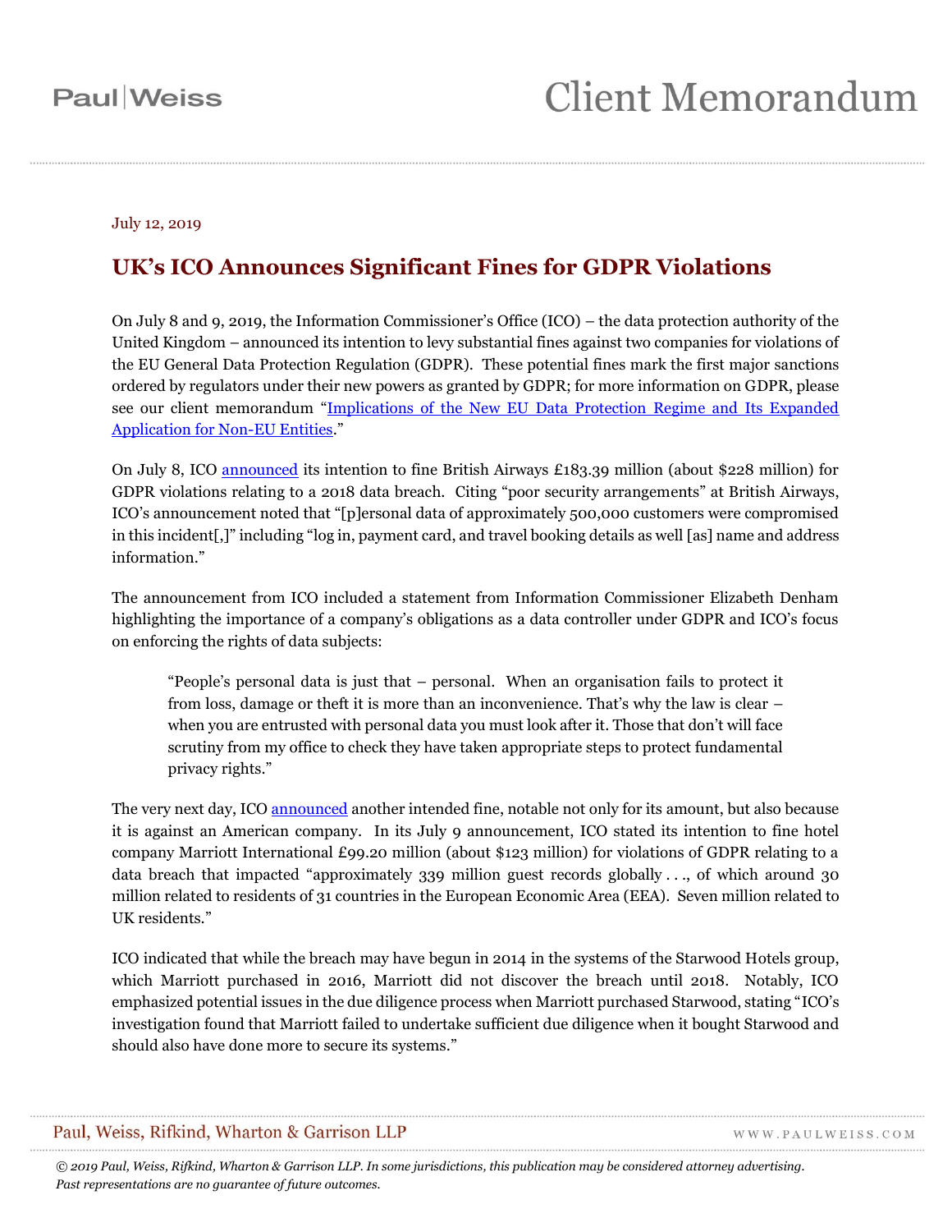July 12, 2019

# UK's ICO Announces Significant Fines for GDPR Violations

On July 8 and 9, 2019, the Information Commissioner's Office (ICO) – the data protection authority of the United Kingdom – announced its intention to levy substantial fines against two companies for violations of the EU General Data Protection Regulation (GDPR). These potential fines mark the first major sanctions ordered by regulators under their new powers as granted by GDPR; for more information on GDPR, please see our client memorandum "Implications of the New EU Data Protection Regime and Its Expanded Application for Non-EU Entities."

On July 8, ICO announced its intention to fine British Airways £183.39 million (about $228 million) for GDPR violations relating to a 2018 data breach. Citing "poor security arrangements" at British Airways, ICO's announcement noted that "[p]ersonal data of approximately 500,000 customers were compromised in this incident[,]" including "log in, payment card, and travel booking details as well [as] name and address information."

The announcement from ICO included a statement from Information Commissioner Elizabeth Denham highlighting the importance of a company's obligations as a data controller under GDPR and ICO's focus on enforcing the rights of data subjects:

> "People's personal data is just that – personal. When an organisation fails to protect it from loss, damage or theft it is more than an inconvenience. That's why the law is clear – when you are entrusted with personal data you must look after it. Those that don't will face scrutiny from my office to check they have taken appropriate steps to protect fundamental privacy rights."

The very next day, ICO announced another intended fine, notable not only for its amount, but also because it is against an American company. In its July 9 announcement, ICO stated its intention to fine hotel company Marriott International £99.20 million (about $123 million) for violations of GDPR relating to a data breach that impacted "approximately 339 million guest records globally . . ., of which around 30 million related to residents of 31 countries in the European Economic Area (EEA). Seven million related to UK residents."

ICO indicated that while the breach may have begun in 2014 in the systems of the Starwood Hotels group, which Marriott purchased in 2016, Marriott did not discover the breach until 2018. Notably, ICO emphasized potential issues in the due diligence process when Marriott purchased Starwood, stating "ICO's investigation found that Marriott failed to undertake sufficient due diligence when it bought Starwood and should also have done more to secure its systems."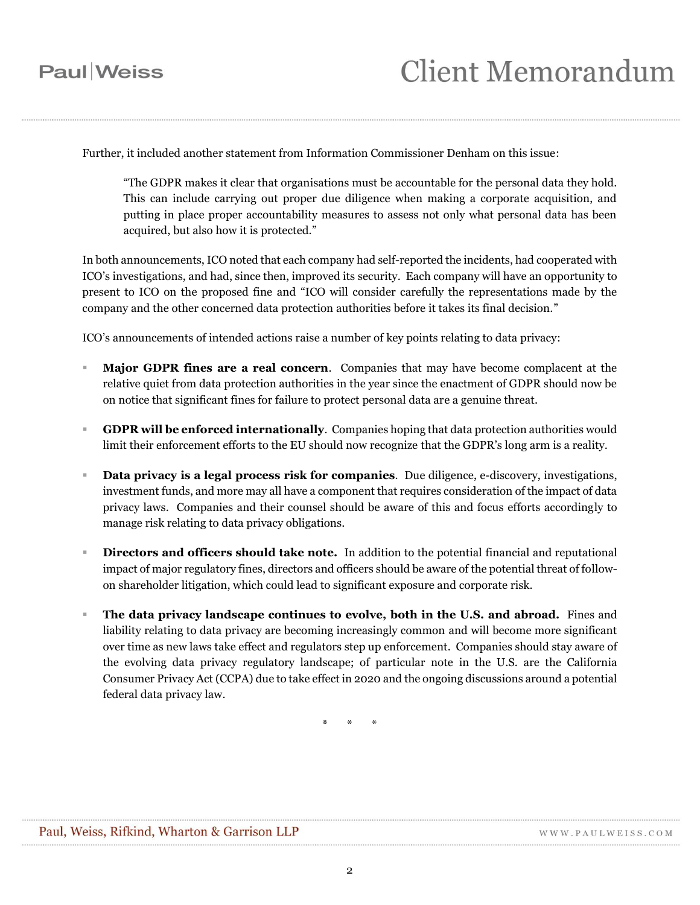Further, it included another statement from Information Commissioner Denham on this issue:

> "The GDPR makes it clear that organisations must be accountable for the personal data they hold. This can include carrying out proper due diligence when making a corporate acquisition, and putting in place proper accountability measures to assess not only what personal data has been acquired, but also how it is protected."

In both announcements, ICO noted that each company had self-reported the incidents, had cooperated with ICO's investigations, and had, since then, improved its security. Each company will have an opportunity to present to ICO on the proposed fine and "ICO will consider carefully the representations made by the company and the other concerned data protection authorities before it takes its final decision."

ICO's announcements of intended actions raise a number of key points relating to data privacy:

- **Major GDPR fines are a real concern**. Companies that may have become complacent at the relative quiet from data protection authorities in the year since the enactment of GDPR should now be on notice that significant fines for failure to protect personal data are a genuine threat.

- **GDPR will be enforced internationally**. Companies hoping that data protection authorities would limit their enforcement efforts to the EU should now recognize that the GDPR's long arm is a reality.

- **Data privacy is a legal process risk for companies**. Due diligence, e-discovery, investigations, investment funds, and more may all have a component that requires consideration of the impact of data privacy laws. Companies and their counsel should be aware of this and focus efforts accordingly to manage risk relating to data privacy obligations.

- **Directors and officers should take note.** In addition to the potential financial and reputational impact of major regulatory fines, directors and officers should be aware of the potential threat of follow-on shareholder litigation, which could lead to significant exposure and corporate risk.

- **The data privacy landscape continues to evolve, both in the U.S. and abroad.** Fines and liability relating to data privacy are becoming increasingly common and will become more significant over time as new laws take effect and regulators step up enforcement. Companies should stay aware of the evolving data privacy regulatory landscape; of particular note in the U.S. are the California Consumer Privacy Act (CCPA) due to take effect in 2020 and the ongoing discussions around a potential federal data privacy law.

\* \* \*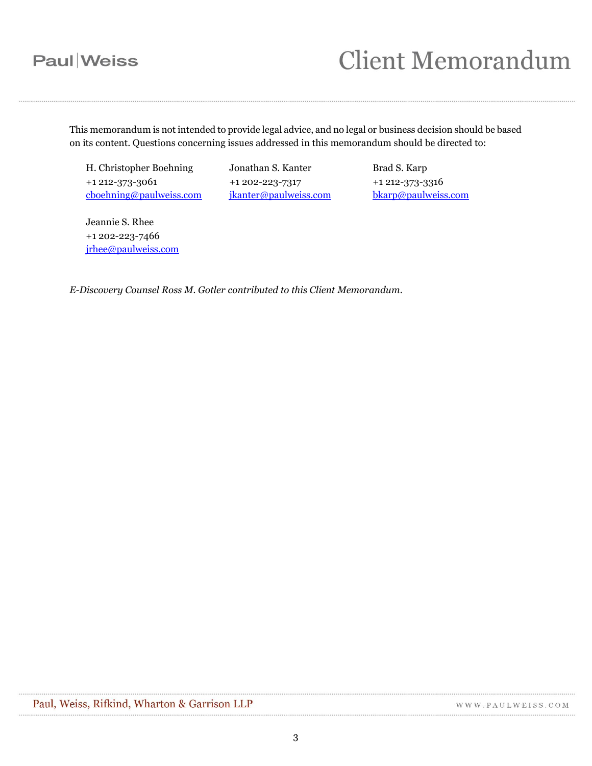This memorandum is not intended to provide legal advice, and no legal or business decision should be based on its content. Questions concerning issues addressed in this memorandum should be directed to:

H. Christopher Boehning
+1 212-373-3061
cboehning@paulweiss.com

Jonathan S. Kanter
+1 202-223-7317
jkanter@paulweiss.com

Brad S. Karp
+1 212-373-3316
bkarp@paulweiss.com

Jeannie S. Rhee
+1 202-223-7466
jrhee@paulweiss.com

*E-Discovery Counsel Ross M. Gotler contributed to this Client Memorandum.*